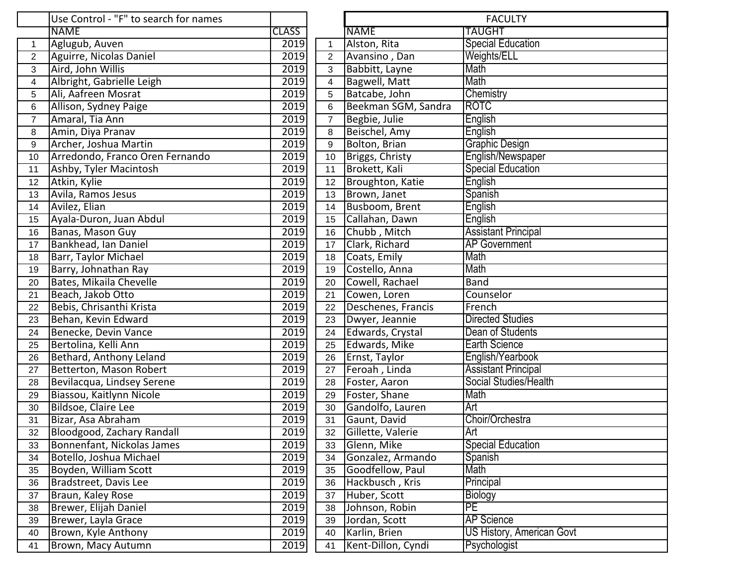| | Use Control - "F" to search for names | |
|---|---|---|
| | NAME | CLASS |
| 1 | Aglugub, Auven | 2019 |
| 2 | Aguirre, Nicolas Daniel | 2019 |
| 3 | Aird, John Willis | 2019 |
| 4 | Albright, Gabrielle Leigh | 2019 |
| 5 | Ali, Aafreen Mosrat | 2019 |
| 6 | Allison, Sydney Paige | 2019 |
| 7 | Amaral, Tia Ann | 2019 |
| 8 | Amin, Diya Pranav | 2019 |
| 9 | Archer, Joshua Martin | 2019 |
| 10 | Arredondo, Franco Oren Fernando | 2019 |
| 11 | Ashby, Tyler Macintosh | 2019 |
| 12 | Atkin, Kylie | 2019 |
| 13 | Avila, Ramos Jesus | 2019 |
| 14 | Avilez, Elian | 2019 |
| 15 | Ayala-Duron, Juan Abdul | 2019 |
| 16 | Banas, Mason Guy | 2019 |
| 17 | Bankhead, Ian Daniel | 2019 |
| 18 | Barr, Taylor Michael | 2019 |
| 19 | Barry, Johnathan Ray | 2019 |
| 20 | Bates, Mikaila Chevelle | 2019 |
| 21 | Beach, Jakob Otto | 2019 |
| 22 | Bebis, Chrisanthi Krista | 2019 |
| 23 | Behan, Kevin Edward | 2019 |
| 24 | Benecke, Devin Vance | 2019 |
| 25 | Bertolina, Kelli Ann | 2019 |
| 26 | Bethard, Anthony Leland | 2019 |
| 27 | Betterton, Mason Robert | 2019 |
| 28 | Bevilacqua, Lindsey Serene | 2019 |
| 29 | Biassou, Kaitlynn Nicole | 2019 |
| 30 | Bildsoe, Claire Lee | 2019 |
| 31 | Bizar, Asa Abraham | 2019 |
| 32 | Bloodgood, Zachary Randall | 2019 |
| 33 | Bonnenfant, Nickolas James | 2019 |
| 34 | Botello, Joshua Michael | 2019 |
| 35 | Boyden, William Scott | 2019 |
| 36 | Bradstreet, Davis Lee | 2019 |
| 37 | Braun, Kaley Rose | 2019 |
| 38 | Brewer, Elijah Daniel | 2019 |
| 39 | Brewer, Layla Grace | 2019 |
| 40 | Brown, Kyle Anthony | 2019 |
| 41 | Brown, Macy Autumn | 2019 |

| | FACULTY | |
|---|---|---|
| | NAME | TAUGHT |
| 1 | Alston, Rita | Special Education |
| 2 | Avansino , Dan | Weights/ELL |
| 3 | Babbitt, Layne | Math |
| 4 | Bagwell, Matt | Math |
| 5 | Batcabe, John | Chemistry |
| 6 | Beekman SGM, Sandra | ROTC |
| 7 | Begbie, Julie | English |
| 8 | Beischel, Amy | English |
| 9 | Bolton, Brian | Graphic Design |
| 10 | Briggs, Christy | English/Newspaper |
| 11 | Brokett, Kali | Special Education |
| 12 | Broughton, Katie | English |
| 13 | Brown, Janet | Spanish |
| 14 | Busboom, Brent | English |
| 15 | Callahan, Dawn | English |
| 16 | Chubb , Mitch | Assistant Principal |
| 17 | Clark, Richard | AP Government |
| 18 | Coats, Emily | Math |
| 19 | Costello, Anna | Math |
| 20 | Cowell, Rachael | Band |
| 21 | Cowen, Loren | Counselor |
| 22 | Deschenes, Francis | French |
| 23 | Dwyer, Jeannie | Directed Studies |
| 24 | Edwards, Crystal | Dean of Students |
| 25 | Edwards, Mike | Earth Science |
| 26 | Ernst, Taylor | English/Yearbook |
| 27 | Feroah , Linda | Assistant Principal |
| 28 | Foster, Aaron | Social Studies/Health |
| 29 | Foster, Shane | Math |
| 30 | Gandolfo, Lauren | Art |
| 31 | Gaunt, David | Choir/Orchestra |
| 32 | Gillette, Valerie | Art |
| 33 | Glenn, Mike | Special Education |
| 34 | Gonzalez, Armando | Spanish |
| 35 | Goodfellow, Paul | Math |
| 36 | Hackbusch , Kris | Principal |
| 37 | Huber, Scott | Biology |
| 38 | Johnson, Robin | PE |
| 39 | Jordan, Scott | AP Science |
| 40 | Karlin, Brien | US History, American Govt |
| 41 | Kent-Dillon, Cyndi | Psychologist |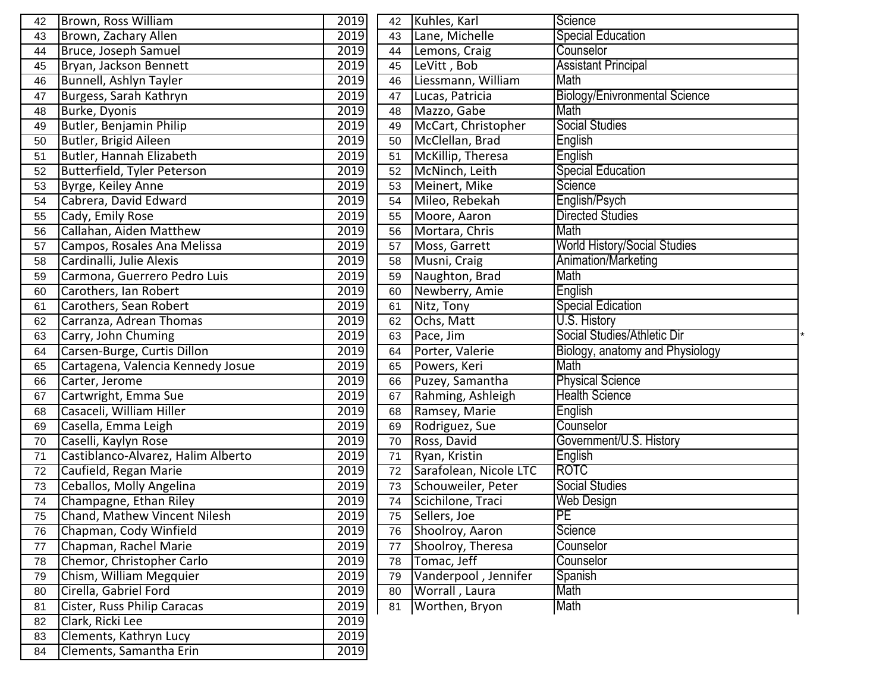| | | |
|---|---|---|
| 42 | Brown, Ross William | 2019 |
| 43 | Brown, Zachary Allen | 2019 |
| 44 | Bruce, Joseph Samuel | 2019 |
| 45 | Bryan, Jackson Bennett | 2019 |
| 46 | Bunnell, Ashlyn Tayler | 2019 |
| 47 | Burgess, Sarah Kathryn | 2019 |
| 48 | Burke, Dyonis | 2019 |
| 49 | Butler, Benjamin Philip | 2019 |
| 50 | Butler, Brigid Aileen | 2019 |
| 51 | Butler, Hannah Elizabeth | 2019 |
| 52 | Butterfield, Tyler Peterson | 2019 |
| 53 | Byrge, Keiley Anne | 2019 |
| 54 | Cabrera, David Edward | 2019 |
| 55 | Cady, Emily Rose | 2019 |
| 56 | Callahan, Aiden Matthew | 2019 |
| 57 | Campos, Rosales Ana Melissa | 2019 |
| 58 | Cardinalli, Julie Alexis | 2019 |
| 59 | Carmona, Guerrero Pedro Luis | 2019 |
| 60 | Carothers, Ian Robert | 2019 |
| 61 | Carothers, Sean Robert | 2019 |
| 62 | Carranza, Adrean Thomas | 2019 |
| 63 | Carry, John Chuming | 2019 |
| 64 | Carsen-Burge, Curtis Dillon | 2019 |
| 65 | Cartagena, Valencia Kennedy Josue | 2019 |
| 66 | Carter, Jerome | 2019 |
| 67 | Cartwright, Emma Sue | 2019 |
| 68 | Casaceli, William Hiller | 2019 |
| 69 | Casella, Emma Leigh | 2019 |
| 70 | Caselli, Kaylyn Rose | 2019 |
| 71 | Castiblanco-Alvarez, Halim Alberto | 2019 |
| 72 | Caufield, Regan Marie | 2019 |
| 73 | Ceballos, Molly Angelina | 2019 |
| 74 | Champagne, Ethan Riley | 2019 |
| 75 | Chand, Mathew Vincent Nilesh | 2019 |
| 76 | Chapman, Cody Winfield | 2019 |
| 77 | Chapman, Rachel Marie | 2019 |
| 78 | Chemor, Christopher Carlo | 2019 |
| 79 | Chism, William Megquier | 2019 |
| 80 | Cirella, Gabriel Ford | 2019 |
| 81 | Cister, Russ Philip Caracas | 2019 |
| 82 | Clark, Ricki Lee | 2019 |
| 83 | Clements, Kathryn Lucy | 2019 |
| 84 | Clements, Samantha Erin | 2019 |

| | | | |
|---|---|---|---|
| 42 | Kuhles, Karl | Science | |
| 43 | Lane, Michelle | Special Education | |
| 44 | Lemons, Craig | Counselor | |
| 45 | LeVitt , Bob | Assistant Principal | |
| 46 | Liessmann, William | Math | |
| 47 | Lucas, Patricia | Biology/Enivronmental Science | |
| 48 | Mazzo, Gabe | Math | |
| 49 | McCart, Christopher | Social Studies | |
| 50 | McClellan, Brad | English | |
| 51 | McKillip, Theresa | English | |
| 52 | McNinch, Leith | Special Education | |
| 53 | Meinert, Mike | Science | |
| 54 | Mileo, Rebekah | English/Psych | |
| 55 | Moore, Aaron | Directed Studies | |
| 56 | Mortara, Chris | Math | |
| 57 | Moss, Garrett | World History/Social Studies | |
| 58 | Musni, Craig | Animation/Marketing | |
| 59 | Naughton, Brad | Math | |
| 60 | Newberry, Amie | English | |
| 61 | Nitz, Tony | Special Edication | |
| 62 | Ochs, Matt | U.S. History | |
| 63 | Pace, Jim | Social Studies/Athletic Dir | * |
| 64 | Porter, Valerie | Biology, anatomy and Physiology | |
| 65 | Powers, Keri | Math | |
| 66 | Puzey, Samantha | Physical Science | |
| 67 | Rahming, Ashleigh | Health Science | |
| 68 | Ramsey, Marie | English | |
| 69 | Rodriguez, Sue | Counselor | |
| 70 | Ross, David | Government/U.S. History | |
| 71 | Ryan, Kristin | English | |
| 72 | Sarafolean, Nicole LTC | ROTC | |
| 73 | Schouweiler, Peter | Social Studies | |
| 74 | Scichilone, Traci | Web Design | |
| 75 | Sellers, Joe | PE | |
| 76 | Shoolroy, Aaron | Science | |
| 77 | Shoolroy, Theresa | Counselor | |
| 78 | Tomac, Jeff | Counselor | |
| 79 | Vanderpool , Jennifer | Spanish | |
| 80 | Worrall , Laura | Math | |
| 81 | Worthen, Bryon | Math | |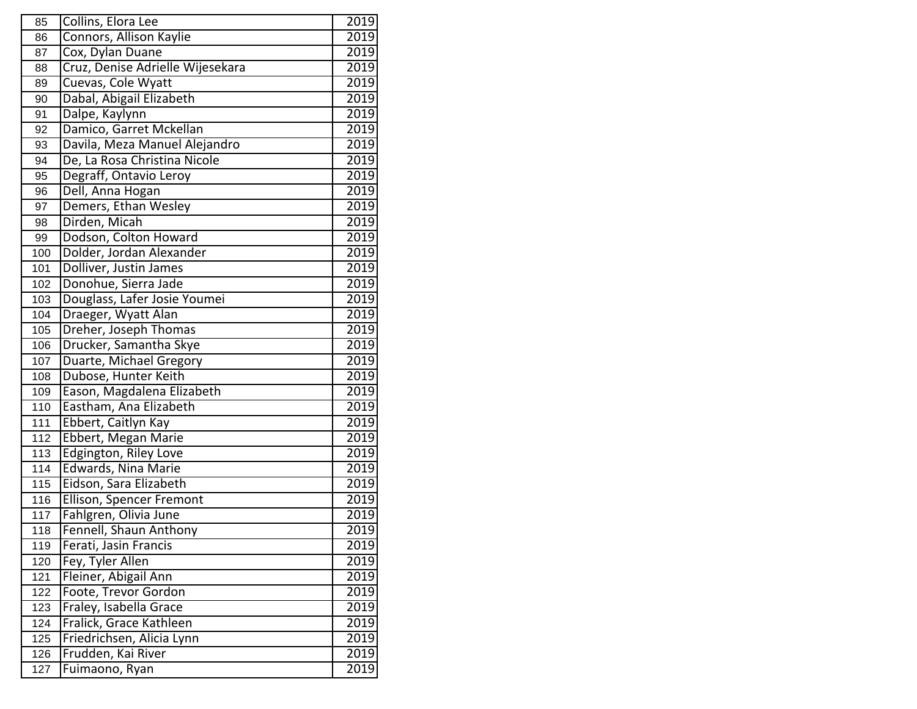| | | |
|---|---|---|
| 85 | Collins, Elora Lee | 2019 |
| 86 | Connors, Allison Kaylie | 2019 |
| 87 | Cox, Dylan Duane | 2019 |
| 88 | Cruz, Denise Adrielle Wijesekara | 2019 |
| 89 | Cuevas, Cole Wyatt | 2019 |
| 90 | Dabal, Abigail Elizabeth | 2019 |
| 91 | Dalpe, Kaylynn | 2019 |
| 92 | Damico, Garret Mckellan | 2019 |
| 93 | Davila, Meza Manuel Alejandro | 2019 |
| 94 | De, La Rosa Christina Nicole | 2019 |
| 95 | Degraff, Ontavio Leroy | 2019 |
| 96 | Dell, Anna Hogan | 2019 |
| 97 | Demers, Ethan Wesley | 2019 |
| 98 | Dirden, Micah | 2019 |
| 99 | Dodson, Colton Howard | 2019 |
| 100 | Dolder, Jordan Alexander | 2019 |
| 101 | Dolliver, Justin James | 2019 |
| 102 | Donohue, Sierra Jade | 2019 |
| 103 | Douglass, Lafer Josie Youmei | 2019 |
| 104 | Draeger, Wyatt Alan | 2019 |
| 105 | Dreher, Joseph Thomas | 2019 |
| 106 | Drucker, Samantha Skye | 2019 |
| 107 | Duarte, Michael Gregory | 2019 |
| 108 | Dubose, Hunter Keith | 2019 |
| 109 | Eason, Magdalena Elizabeth | 2019 |
| 110 | Eastham, Ana Elizabeth | 2019 |
| 111 | Ebbert, Caitlyn Kay | 2019 |
| 112 | Ebbert, Megan Marie | 2019 |
| 113 | Edgington, Riley Love | 2019 |
| 114 | Edwards, Nina Marie | 2019 |
| 115 | Eidson, Sara Elizabeth | 2019 |
| 116 | Ellison, Spencer Fremont | 2019 |
| 117 | Fahlgren, Olivia June | 2019 |
| 118 | Fennell, Shaun Anthony | 2019 |
| 119 | Ferati, Jasin Francis | 2019 |
| 120 | Fey, Tyler Allen | 2019 |
| 121 | Fleiner, Abigail Ann | 2019 |
| 122 | Foote, Trevor Gordon | 2019 |
| 123 | Fraley, Isabella Grace | 2019 |
| 124 | Fralick, Grace Kathleen | 2019 |
| 125 | Friedrichsen, Alicia Lynn | 2019 |
| 126 | Frudden, Kai River | 2019 |
| 127 | Fuimaono, Ryan | 2019 |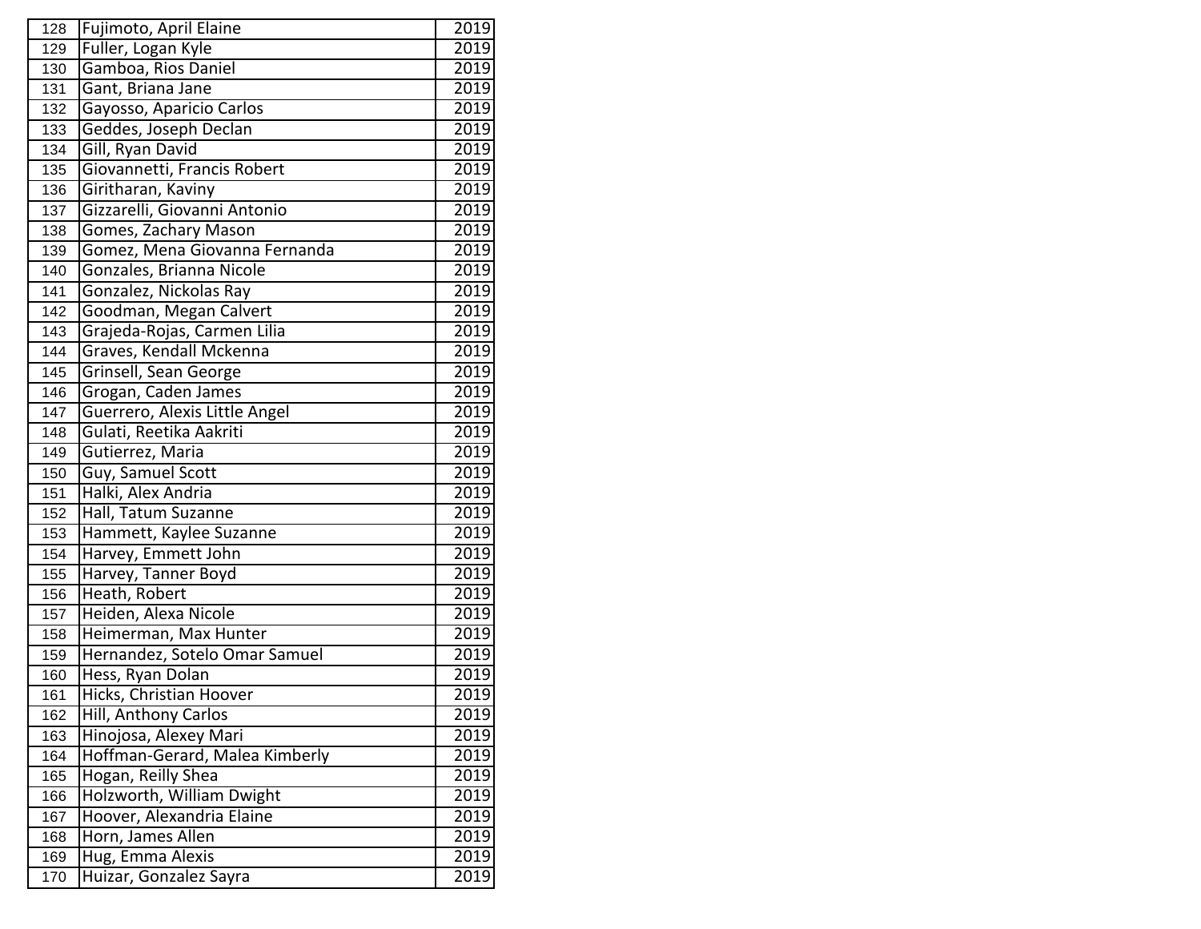| | | |
|---|---|---|
| 128 | Fujimoto, April Elaine | 2019 |
| 129 | Fuller, Logan Kyle | 2019 |
| 130 | Gamboa, Rios Daniel | 2019 |
| 131 | Gant, Briana Jane | 2019 |
| 132 | Gayosso, Aparicio Carlos | 2019 |
| 133 | Geddes, Joseph Declan | 2019 |
| 134 | Gill, Ryan David | 2019 |
| 135 | Giovannetti, Francis Robert | 2019 |
| 136 | Giritharan, Kaviny | 2019 |
| 137 | Gizzarelli, Giovanni Antonio | 2019 |
| 138 | Gomes, Zachary Mason | 2019 |
| 139 | Gomez, Mena Giovanna Fernanda | 2019 |
| 140 | Gonzales, Brianna Nicole | 2019 |
| 141 | Gonzalez, Nickolas Ray | 2019 |
| 142 | Goodman, Megan Calvert | 2019 |
| 143 | Grajeda-Rojas, Carmen Lilia | 2019 |
| 144 | Graves, Kendall Mckenna | 2019 |
| 145 | Grinsell, Sean George | 2019 |
| 146 | Grogan, Caden James | 2019 |
| 147 | Guerrero, Alexis Little Angel | 2019 |
| 148 | Gulati, Reetika Aakriti | 2019 |
| 149 | Gutierrez, Maria | 2019 |
| 150 | Guy, Samuel Scott | 2019 |
| 151 | Halki, Alex Andria | 2019 |
| 152 | Hall, Tatum Suzanne | 2019 |
| 153 | Hammett, Kaylee Suzanne | 2019 |
| 154 | Harvey, Emmett John | 2019 |
| 155 | Harvey, Tanner Boyd | 2019 |
| 156 | Heath, Robert | 2019 |
| 157 | Heiden, Alexa Nicole | 2019 |
| 158 | Heimerman, Max Hunter | 2019 |
| 159 | Hernandez, Sotelo Omar Samuel | 2019 |
| 160 | Hess, Ryan Dolan | 2019 |
| 161 | Hicks, Christian Hoover | 2019 |
| 162 | Hill, Anthony Carlos | 2019 |
| 163 | Hinojosa, Alexey Mari | 2019 |
| 164 | Hoffman-Gerard, Malea Kimberly | 2019 |
| 165 | Hogan, Reilly Shea | 2019 |
| 166 | Holzworth, William Dwight | 2019 |
| 167 | Hoover, Alexandria Elaine | 2019 |
| 168 | Horn, James Allen | 2019 |
| 169 | Hug, Emma Alexis | 2019 |
| 170 | Huizar, Gonzalez Sayra | 2019 |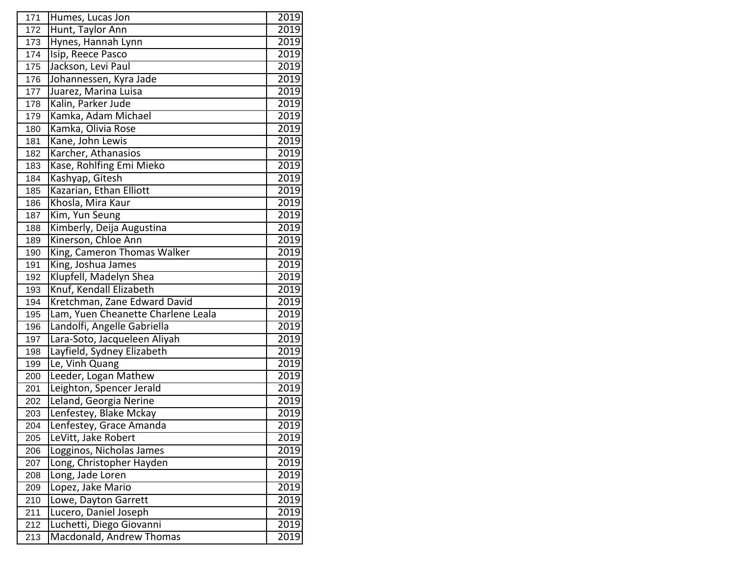| | | |
|---|---|---|
| 171 | Humes, Lucas Jon | 2019 |
| 172 | Hunt, Taylor Ann | 2019 |
| 173 | Hynes, Hannah Lynn | 2019 |
| 174 | Isip, Reece Pasco | 2019 |
| 175 | Jackson, Levi Paul | 2019 |
| 176 | Johannessen, Kyra Jade | 2019 |
| 177 | Juarez, Marina Luisa | 2019 |
| 178 | Kalin, Parker Jude | 2019 |
| 179 | Kamka, Adam Michael | 2019 |
| 180 | Kamka, Olivia Rose | 2019 |
| 181 | Kane, John Lewis | 2019 |
| 182 | Karcher, Athanasios | 2019 |
| 183 | Kase, Rohlfing Emi Mieko | 2019 |
| 184 | Kashyap, Gitesh | 2019 |
| 185 | Kazarian, Ethan Elliott | 2019 |
| 186 | Khosla, Mira Kaur | 2019 |
| 187 | Kim, Yun Seung | 2019 |
| 188 | Kimberly, Deija Augustina | 2019 |
| 189 | Kinerson, Chloe Ann | 2019 |
| 190 | King, Cameron Thomas Walker | 2019 |
| 191 | King, Joshua James | 2019 |
| 192 | Klupfell, Madelyn Shea | 2019 |
| 193 | Knuf, Kendall Elizabeth | 2019 |
| 194 | Kretchman, Zane Edward David | 2019 |
| 195 | Lam, Yuen Cheanette Charlene Leala | 2019 |
| 196 | Landolfi, Angelle Gabriella | 2019 |
| 197 | Lara-Soto, Jacqueleen Aliyah | 2019 |
| 198 | Layfield, Sydney Elizabeth | 2019 |
| 199 | Le, Vinh Quang | 2019 |
| 200 | Leeder, Logan Mathew | 2019 |
| 201 | Leighton, Spencer Jerald | 2019 |
| 202 | Leland, Georgia Nerine | 2019 |
| 203 | Lenfestey, Blake Mckay | 2019 |
| 204 | Lenfestey, Grace Amanda | 2019 |
| 205 | LeVitt, Jake Robert | 2019 |
| 206 | Logginos, Nicholas James | 2019 |
| 207 | Long, Christopher Hayden | 2019 |
| 208 | Long, Jade Loren | 2019 |
| 209 | Lopez, Jake Mario | 2019 |
| 210 | Lowe, Dayton Garrett | 2019 |
| 211 | Lucero, Daniel Joseph | 2019 |
| 212 | Luchetti, Diego Giovanni | 2019 |
| 213 | Macdonald, Andrew Thomas | 2019 |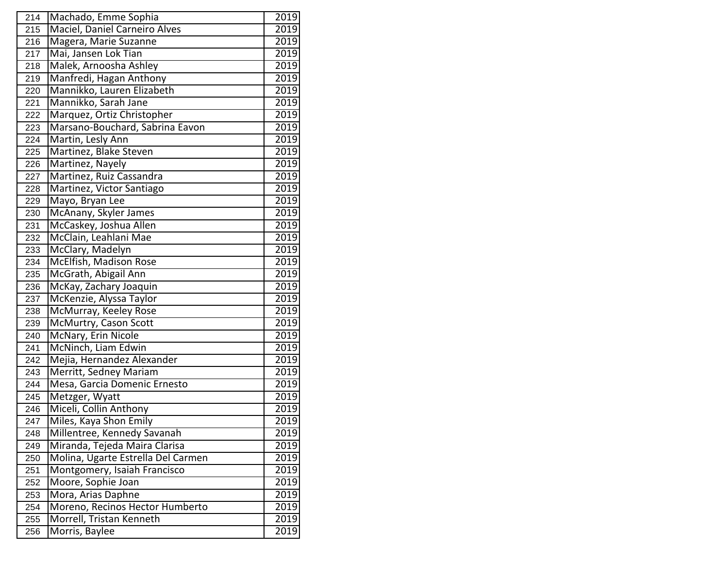| | | |
|---|---|---|
| 214 | Machado, Emme Sophia | 2019 |
| 215 | Maciel, Daniel Carneiro Alves | 2019 |
| 216 | Magera, Marie Suzanne | 2019 |
| 217 | Mai, Jansen Lok Tian | 2019 |
| 218 | Malek, Arnoosha Ashley | 2019 |
| 219 | Manfredi, Hagan Anthony | 2019 |
| 220 | Mannikko, Lauren Elizabeth | 2019 |
| 221 | Mannikko, Sarah Jane | 2019 |
| 222 | Marquez, Ortiz Christopher | 2019 |
| 223 | Marsano-Bouchard, Sabrina Eavon | 2019 |
| 224 | Martin, Lesly Ann | 2019 |
| 225 | Martinez, Blake Steven | 2019 |
| 226 | Martinez, Nayely | 2019 |
| 227 | Martinez, Ruiz Cassandra | 2019 |
| 228 | Martinez, Victor Santiago | 2019 |
| 229 | Mayo, Bryan Lee | 2019 |
| 230 | McAnany, Skyler James | 2019 |
| 231 | McCaskey, Joshua Allen | 2019 |
| 232 | McClain, Leahlani Mae | 2019 |
| 233 | McClary, Madelyn | 2019 |
| 234 | McElfish, Madison Rose | 2019 |
| 235 | McGrath, Abigail Ann | 2019 |
| 236 | McKay, Zachary Joaquin | 2019 |
| 237 | McKenzie, Alyssa Taylor | 2019 |
| 238 | McMurray, Keeley Rose | 2019 |
| 239 | McMurtry, Cason Scott | 2019 |
| 240 | McNary, Erin Nicole | 2019 |
| 241 | McNinch, Liam Edwin | 2019 |
| 242 | Mejia, Hernandez Alexander | 2019 |
| 243 | Merritt, Sedney Mariam | 2019 |
| 244 | Mesa, Garcia Domenic Ernesto | 2019 |
| 245 | Metzger, Wyatt | 2019 |
| 246 | Miceli, Collin Anthony | 2019 |
| 247 | Miles, Kaya Shon Emily | 2019 |
| 248 | Millentree, Kennedy Savanah | 2019 |
| 249 | Miranda, Tejeda Maira Clarisa | 2019 |
| 250 | Molina, Ugarte Estrella Del Carmen | 2019 |
| 251 | Montgomery, Isaiah Francisco | 2019 |
| 252 | Moore, Sophie Joan | 2019 |
| 253 | Mora, Arias Daphne | 2019 |
| 254 | Moreno, Recinos Hector Humberto | 2019 |
| 255 | Morrell, Tristan Kenneth | 2019 |
| 256 | Morris, Baylee | 2019 |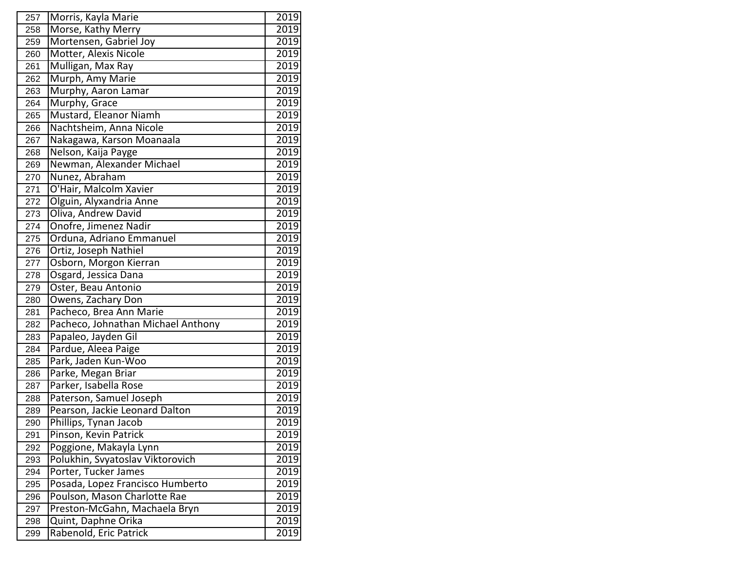| | | |
|---|---|---|
| 257 | Morris, Kayla Marie | 2019 |
| 258 | Morse, Kathy Merry | 2019 |
| 259 | Mortensen, Gabriel Joy | 2019 |
| 260 | Motter, Alexis Nicole | 2019 |
| 261 | Mulligan, Max Ray | 2019 |
| 262 | Murph, Amy Marie | 2019 |
| 263 | Murphy, Aaron Lamar | 2019 |
| 264 | Murphy, Grace | 2019 |
| 265 | Mustard, Eleanor Niamh | 2019 |
| 266 | Nachtsheim, Anna Nicole | 2019 |
| 267 | Nakagawa, Karson Moanaala | 2019 |
| 268 | Nelson, Kaija Payge | 2019 |
| 269 | Newman, Alexander Michael | 2019 |
| 270 | Nunez, Abraham | 2019 |
| 271 | O'Hair, Malcolm Xavier | 2019 |
| 272 | Olguin, Alyxandria Anne | 2019 |
| 273 | Oliva, Andrew David | 2019 |
| 274 | Onofre, Jimenez Nadir | 2019 |
| 275 | Orduna, Adriano Emmanuel | 2019 |
| 276 | Ortiz, Joseph Nathiel | 2019 |
| 277 | Osborn, Morgon Kierran | 2019 |
| 278 | Osgard, Jessica Dana | 2019 |
| 279 | Oster, Beau Antonio | 2019 |
| 280 | Owens, Zachary Don | 2019 |
| 281 | Pacheco, Brea Ann Marie | 2019 |
| 282 | Pacheco, Johnathan Michael Anthony | 2019 |
| 283 | Papaleo, Jayden Gil | 2019 |
| 284 | Pardue, Aleea Paige | 2019 |
| 285 | Park, Jaden Kun-Woo | 2019 |
| 286 | Parke, Megan Briar | 2019 |
| 287 | Parker, Isabella Rose | 2019 |
| 288 | Paterson, Samuel Joseph | 2019 |
| 289 | Pearson, Jackie Leonard Dalton | 2019 |
| 290 | Phillips, Tynan Jacob | 2019 |
| 291 | Pinson, Kevin Patrick | 2019 |
| 292 | Poggione, Makayla Lynn | 2019 |
| 293 | Polukhin, Svyatoslav Viktorovich | 2019 |
| 294 | Porter, Tucker James | 2019 |
| 295 | Posada, Lopez Francisco Humberto | 2019 |
| 296 | Poulson, Mason Charlotte Rae | 2019 |
| 297 | Preston-McGahn, Machaela Bryn | 2019 |
| 298 | Quint, Daphne Orika | 2019 |
| 299 | Rabenold, Eric Patrick | 2019 |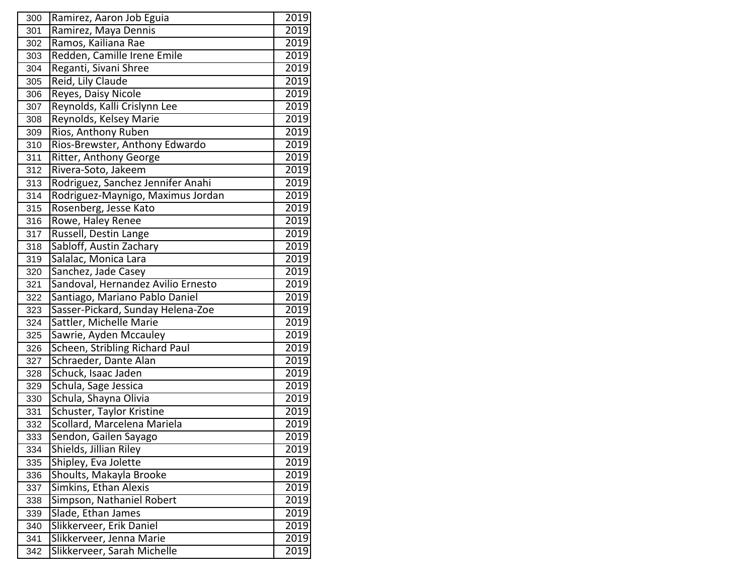| | | |
|---|---|---|
| 300 | Ramirez, Aaron Job Eguia | 2019 |
| 301 | Ramirez, Maya Dennis | 2019 |
| 302 | Ramos, Kailiana Rae | 2019 |
| 303 | Redden, Camille Irene Emile | 2019 |
| 304 | Reganti, Sivani Shree | 2019 |
| 305 | Reid, Lily Claude | 2019 |
| 306 | Reyes, Daisy Nicole | 2019 |
| 307 | Reynolds, Kalli Crislynn Lee | 2019 |
| 308 | Reynolds, Kelsey Marie | 2019 |
| 309 | Rios, Anthony Ruben | 2019 |
| 310 | Rios-Brewster, Anthony Edwardo | 2019 |
| 311 | Ritter, Anthony George | 2019 |
| 312 | Rivera-Soto, Jakeem | 2019 |
| 313 | Rodriguez, Sanchez Jennifer Anahi | 2019 |
| 314 | Rodriguez-Maynigo, Maximus Jordan | 2019 |
| 315 | Rosenberg, Jesse Kato | 2019 |
| 316 | Rowe, Haley Renee | 2019 |
| 317 | Russell, Destin Lange | 2019 |
| 318 | Sabloff, Austin Zachary | 2019 |
| 319 | Salalac, Monica Lara | 2019 |
| 320 | Sanchez, Jade Casey | 2019 |
| 321 | Sandoval, Hernandez Avilio Ernesto | 2019 |
| 322 | Santiago, Mariano Pablo Daniel | 2019 |
| 323 | Sasser-Pickard, Sunday Helena-Zoe | 2019 |
| 324 | Sattler, Michelle Marie | 2019 |
| 325 | Sawrie, Ayden Mccauley | 2019 |
| 326 | Scheen, Stribling Richard Paul | 2019 |
| 327 | Schraeder, Dante Alan | 2019 |
| 328 | Schuck, Isaac Jaden | 2019 |
| 329 | Schula, Sage Jessica | 2019 |
| 330 | Schula, Shayna Olivia | 2019 |
| 331 | Schuster, Taylor Kristine | 2019 |
| 332 | Scollard, Marcelena Mariela | 2019 |
| 333 | Sendon, Gailen Sayago | 2019 |
| 334 | Shields, Jillian Riley | 2019 |
| 335 | Shipley, Eva Jolette | 2019 |
| 336 | Shoults, Makayla Brooke | 2019 |
| 337 | Simkins, Ethan Alexis | 2019 |
| 338 | Simpson, Nathaniel Robert | 2019 |
| 339 | Slade, Ethan James | 2019 |
| 340 | Slikkerveer, Erik Daniel | 2019 |
| 341 | Slikkerveer, Jenna Marie | 2019 |
| 342 | Slikkerveer, Sarah Michelle | 2019 |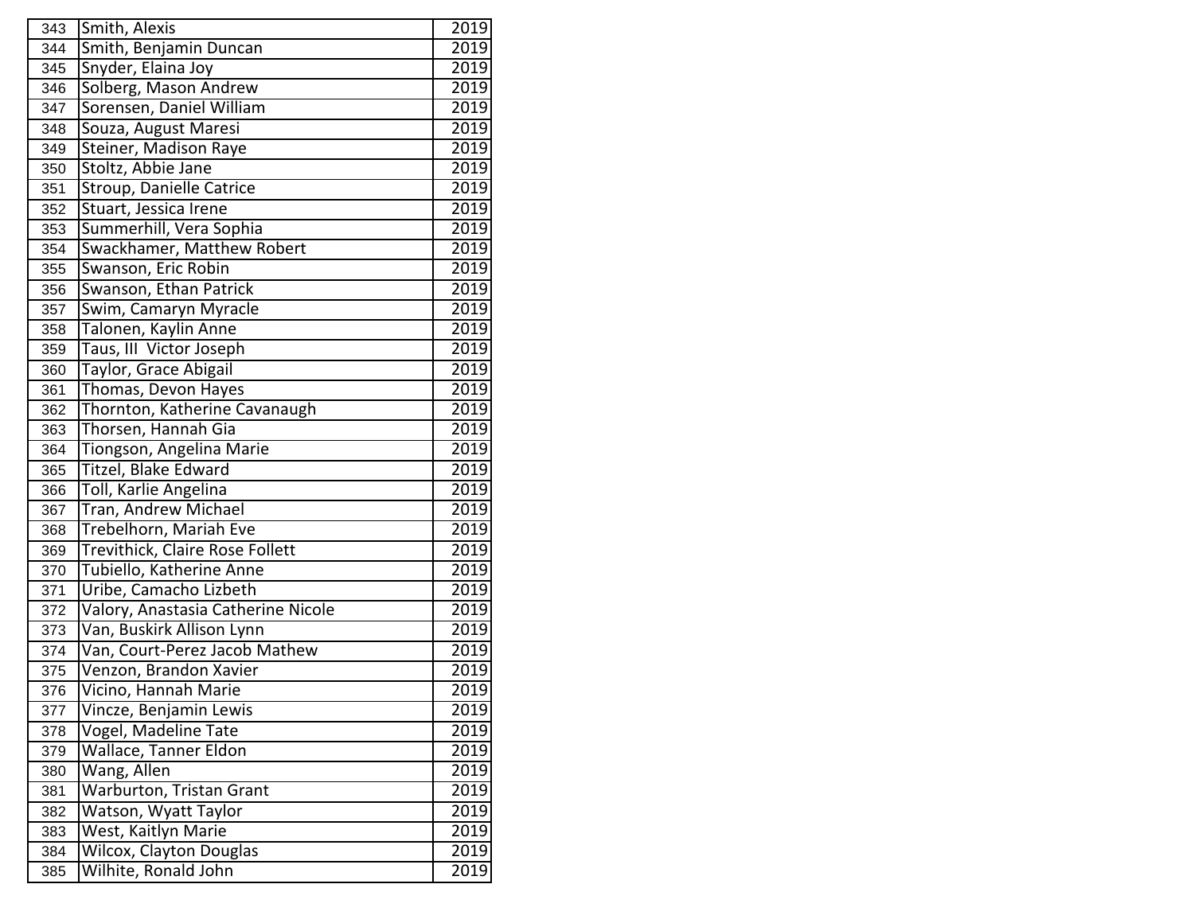| | | |
|---|---|---|
| 343 | Smith, Alexis | 2019 |
| 344 | Smith, Benjamin Duncan | 2019 |
| 345 | Snyder, Elaina Joy | 2019 |
| 346 | Solberg, Mason Andrew | 2019 |
| 347 | Sorensen, Daniel William | 2019 |
| 348 | Souza, August Maresi | 2019 |
| 349 | Steiner, Madison Raye | 2019 |
| 350 | Stoltz, Abbie Jane | 2019 |
| 351 | Stroup, Danielle Catrice | 2019 |
| 352 | Stuart, Jessica Irene | 2019 |
| 353 | Summerhill, Vera Sophia | 2019 |
| 354 | Swackhamer, Matthew Robert | 2019 |
| 355 | Swanson, Eric Robin | 2019 |
| 356 | Swanson, Ethan Patrick | 2019 |
| 357 | Swim, Camaryn Myracle | 2019 |
| 358 | Talonen, Kaylin Anne | 2019 |
| 359 | Taus, III Victor Joseph | 2019 |
| 360 | Taylor, Grace Abigail | 2019 |
| 361 | Thomas, Devon Hayes | 2019 |
| 362 | Thornton, Katherine Cavanaugh | 2019 |
| 363 | Thorsen, Hannah Gia | 2019 |
| 364 | Tiongson, Angelina Marie | 2019 |
| 365 | Titzel, Blake Edward | 2019 |
| 366 | Toll, Karlie Angelina | 2019 |
| 367 | Tran, Andrew Michael | 2019 |
| 368 | Trebelhorn, Mariah Eve | 2019 |
| 369 | Trevithick, Claire Rose Follett | 2019 |
| 370 | Tubiello, Katherine Anne | 2019 |
| 371 | Uribe, Camacho Lizbeth | 2019 |
| 372 | Valory, Anastasia Catherine Nicole | 2019 |
| 373 | Van, Buskirk Allison Lynn | 2019 |
| 374 | Van, Court-Perez Jacob Mathew | 2019 |
| 375 | Venzon, Brandon Xavier | 2019 |
| 376 | Vicino, Hannah Marie | 2019 |
| 377 | Vincze, Benjamin Lewis | 2019 |
| 378 | Vogel, Madeline Tate | 2019 |
| 379 | Wallace, Tanner Eldon | 2019 |
| 380 | Wang, Allen | 2019 |
| 381 | Warburton, Tristan Grant | 2019 |
| 382 | Watson, Wyatt Taylor | 2019 |
| 383 | West, Kaitlyn Marie | 2019 |
| 384 | Wilcox, Clayton Douglas | 2019 |
| 385 | Wilhite, Ronald John | 2019 |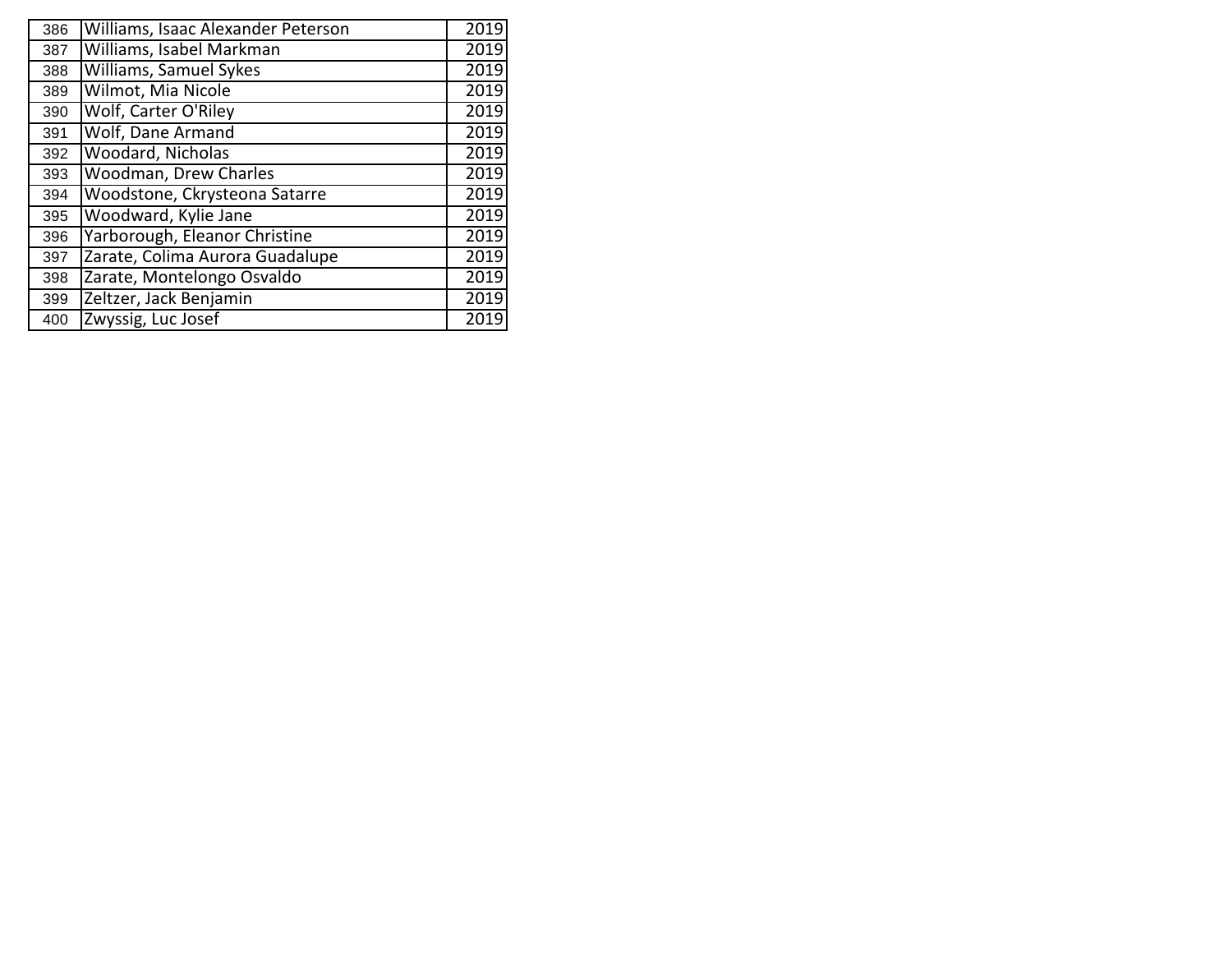| | | |
|---|---|---|
| 386 | Williams, Isaac Alexander Peterson | 2019 |
| 387 | Williams, Isabel Markman | 2019 |
| 388 | Williams, Samuel Sykes | 2019 |
| 389 | Wilmot, Mia Nicole | 2019 |
| 390 | Wolf, Carter O'Riley | 2019 |
| 391 | Wolf, Dane Armand | 2019 |
| 392 | Woodard, Nicholas | 2019 |
| 393 | Woodman, Drew Charles | 2019 |
| 394 | Woodstone, Ckrysteona Satarre | 2019 |
| 395 | Woodward, Kylie Jane | 2019 |
| 396 | Yarborough, Eleanor Christine | 2019 |
| 397 | Zarate, Colima Aurora Guadalupe | 2019 |
| 398 | Zarate, Montelongo Osvaldo | 2019 |
| 399 | Zeltzer, Jack Benjamin | 2019 |
| 400 | Zwyssig, Luc Josef | 2019 |